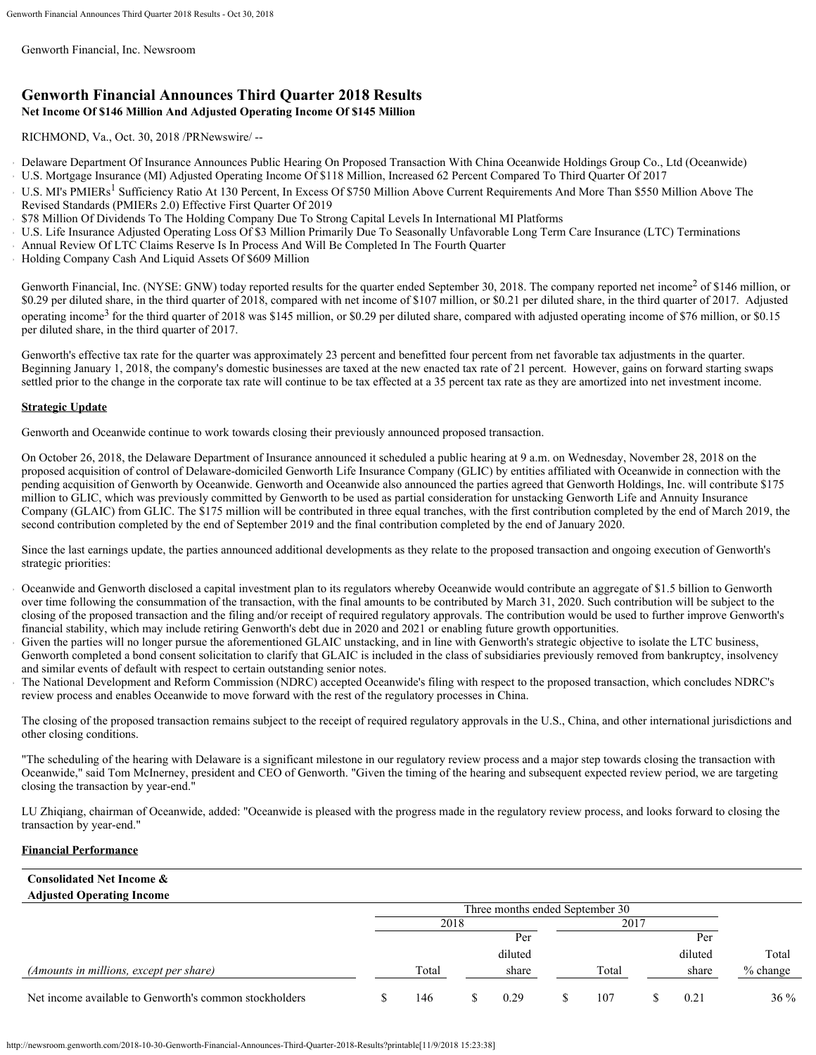Genworth Financial, Inc. Newsroom

# Genworth Financial Announces Third Quarter 2018 Results

### Net Income Of $146 Million And Adjusted Operating Income Of $145 Million

RICHMOND, Va., Oct. 30, 2018 /PRNewswire/ --

- Delaware Department Of Insurance Announces Public Hearing On Proposed Transaction With China Oceanwide Holdings Group Co., Ltd (Oceanwide)
- U.S. Mortgage Insurance (MI) Adjusted Operating Income Of $118 Million, Increased 62 Percent Compared To Third Quarter Of 2017
- U.S. MI's PMIERs[1] Sufficiency Ratio At 130 Percent, In Excess Of $750 Million Above Current Requirements And More Than $550 Million Above The Revised Standards (PMIERs 2.0) Effective First Quarter Of 2019
- $78 Million Of Dividends To The Holding Company Due To Strong Capital Levels In International MI Platforms
- U.S. Life Insurance Adjusted Operating Loss Of $3 Million Primarily Due To Seasonally Unfavorable Long Term Care Insurance (LTC) Terminations
- Annual Review Of LTC Claims Reserve Is In Process And Will Be Completed In The Fourth Quarter
- Holding Company Cash And Liquid Assets Of $609 Million

Genworth Financial, Inc. (NYSE: GNW) today reported results for the quarter ended September 30, 2018. The company reported net income[2] of $146 million, or $0.29 per diluted share, in the third quarter of 2018, compared with net income of $107 million, or $0.21 per diluted share, in the third quarter of 2017. Adjusted operating income[3] for the third quarter of 2018 was $145 million, or $0.29 per diluted share, compared with adjusted operating income of $76 million, or $0.15 per diluted share, in the third quarter of 2017.

Genworth's effective tax rate for the quarter was approximately 23 percent and benefitted four percent from net favorable tax adjustments in the quarter. Beginning January 1, 2018, the company's domestic businesses are taxed at the new enacted tax rate of 21 percent. However, gains on forward starting swaps settled prior to the change in the corporate tax rate will continue to be tax effected at a 35 percent tax rate as they are amortized into net investment income.

## Strategic Update

Genworth and Oceanwide continue to work towards closing their previously announced proposed transaction.

On October 26, 2018, the Delaware Department of Insurance announced it scheduled a public hearing at 9 a.m. on Wednesday, November 28, 2018 on the proposed acquisition of control of Delaware-domiciled Genworth Life Insurance Company (GLIC) by entities affiliated with Oceanwide in connection with the pending acquisition of Genworth by Oceanwide. Genworth and Oceanwide also announced the parties agreed that Genworth Holdings, Inc. will contribute $175 million to GLIC, which was previously committed by Genworth to be used as partial consideration for unstacking Genworth Life and Annuity Insurance Company (GLAIC) from GLIC. The $175 million will be contributed in three equal tranches, with the first contribution completed by the end of March 2019, the second contribution completed by the end of September 2019 and the final contribution completed by the end of January 2020.

Since the last earnings update, the parties announced additional developments as they relate to the proposed transaction and ongoing execution of Genworth's strategic priorities:

- Oceanwide and Genworth disclosed a capital investment plan to its regulators whereby Oceanwide would contribute an aggregate of $1.5 billion to Genworth over time following the consummation of the transaction, with the final amounts to be contributed by March 31, 2020. Such contribution will be subject to the closing of the proposed transaction and the filing and/or receipt of required regulatory approvals. The contribution would be used to further improve Genworth's financial stability, which may include retiring Genworth's debt due in 2020 and 2021 or enabling future growth opportunities.
- Given the parties will no longer pursue the aforementioned GLAIC unstacking, and in line with Genworth's strategic objective to isolate the LTC business, Genworth completed a bond consent solicitation to clarify that GLAIC is included in the class of subsidiaries previously removed from bankruptcy, insolvency and similar events of default with respect to certain outstanding senior notes.
- The National Development and Reform Commission (NDRC) accepted Oceanwide's filing with respect to the proposed transaction, which concludes NDRC's review process and enables Oceanwide to move forward with the rest of the regulatory processes in China.

The closing of the proposed transaction remains subject to the receipt of required regulatory approvals in the U.S., China, and other international jurisdictions and other closing conditions.

"The scheduling of the hearing with Delaware is a significant milestone in our regulatory review process and a major step towards closing the transaction with Oceanwide," said Tom McInerney, president and CEO of Genworth. "Given the timing of the hearing and subsequent expected review period, we are targeting closing the transaction by year-end."

LU Zhiqiang, chairman of Oceanwide, added: "Oceanwide is pleased with the progress made in the regulatory review process, and looks forward to closing the transaction by year-end."

## Financial Performance

**Consolidated Net Income & Adjusted Operating Income**

| | Three months ended September 30 | | | | |
|---|---|---|---|---|---|
| | 2018 | | 2017 | | |
| *(Amounts in millions, except per share)* | Total | Per diluted share | Total | Per diluted share | Total % change |
| Net income available to Genworth's common stockholders | $ 146 | $ 0.29 | $ 107 | $ 0.21 | 36 % |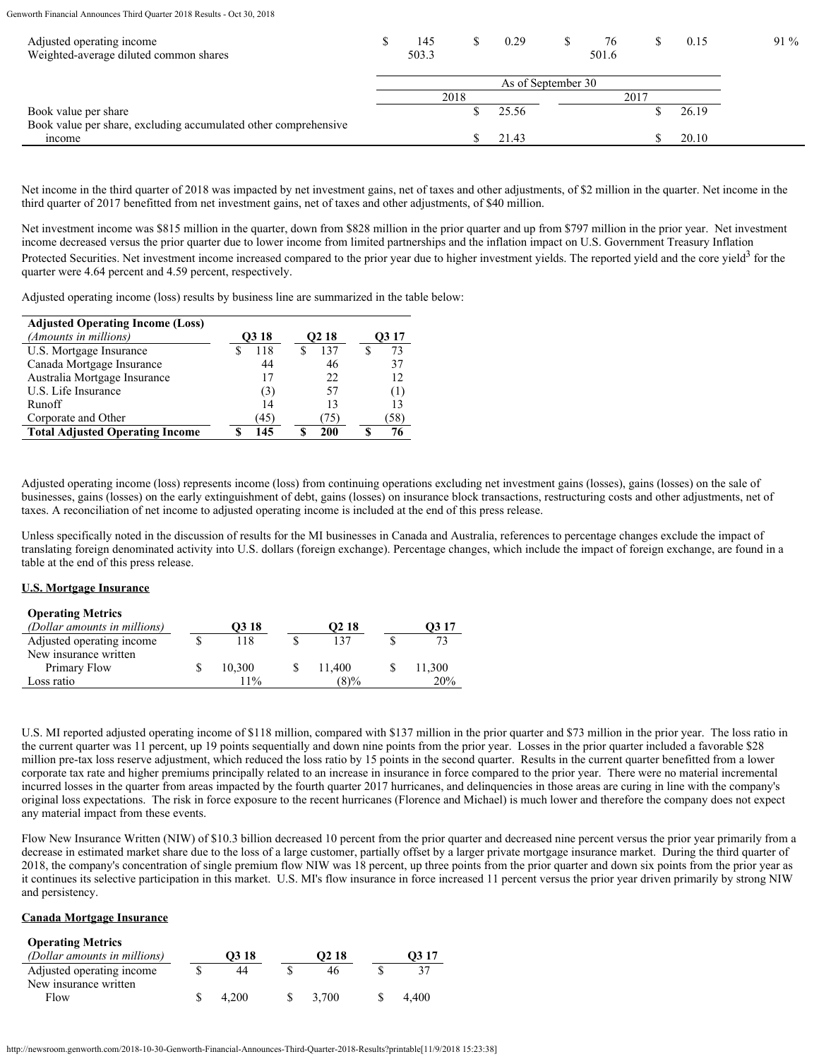| | | | | | |
|---|---|---|---|---|---|
| Adjusted operating income | $ 145 | $ 0.29 | $ 76 | $ 0.15 | 91 % |
| Weighted-average diluted common shares | 503.3 | | 501.6 | | |

| | As of September 30 | |
|---|---|---|
| | 2018 | 2017 |
| Book value per share | $ 25.56 | $ 26.19 |
| Book value per share, excluding accumulated other comprehensive income | $ 21.43 | $ 20.10 |

Net income in the third quarter of 2018 was impacted by net investment gains, net of taxes and other adjustments, of $2 million in the quarter. Net income in the third quarter of 2017 benefitted from net investment gains, net of taxes and other adjustments, of $40 million.

Net investment income was $815 million in the quarter, down from $828 million in the prior quarter and up from $797 million in the prior year. Net investment income decreased versus the prior quarter due to lower income from limited partnerships and the inflation impact on U.S. Government Treasury Inflation Protected Securities. Net investment income increased compared to the prior year due to higher investment yields. The reported yield and the core yield[3] for the quarter were 4.64 percent and 4.59 percent, respectively.

Adjusted operating income (loss) results by business line are summarized in the table below:

| **Adjusted Operating Income (Loss)** *(Amounts in millions)* | **Q3 18** | **Q2 18** | **Q3 17** |
|---|---|---|---|
| U.S. Mortgage Insurance | $ 118 | $ 137 | $ 73 |
| Canada Mortgage Insurance | 44 | 46 | 37 |
| Australia Mortgage Insurance | 17 | 22 | 12 |
| U.S. Life Insurance | (3) | 57 | (1) |
| Runoff | 14 | 13 | 13 |
| Corporate and Other | (45) | (75) | (58) |
| **Total Adjusted Operating Income** | **$ 145** | **$ 200** | **$ 76** |

Adjusted operating income (loss) represents income (loss) from continuing operations excluding net investment gains (losses), gains (losses) on the sale of businesses, gains (losses) on the early extinguishment of debt, gains (losses) on insurance block transactions, restructuring costs and other adjustments, net of taxes. A reconciliation of net income to adjusted operating income is included at the end of this press release.

Unless specifically noted in the discussion of results for the MI businesses in Canada and Australia, references to percentage changes exclude the impact of translating foreign denominated activity into U.S. dollars (foreign exchange). Percentage changes, which include the impact of foreign exchange, are found in a table at the end of this press release.

**U.S. Mortgage Insurance**

| **Operating Metrics** *(Dollar amounts in millions)* | **Q3 18** | **Q2 18** | **Q3 17** |
|---|---|---|---|
| Adjusted operating income | $ 118 | $ 137 | $ 73 |
| New insurance written | | | |
| Primary Flow | $ 10,300 | $ 11,400 | $ 11,300 |
| Loss ratio | 11% | (8)% | 20% |

U.S. MI reported adjusted operating income of $118 million, compared with $137 million in the prior quarter and $73 million in the prior year. The loss ratio in the current quarter was 11 percent, up 19 points sequentially and down nine points from the prior year. Losses in the prior quarter included a favorable $28 million pre-tax loss reserve adjustment, which reduced the loss ratio by 15 points in the second quarter. Results in the current quarter benefitted from a lower corporate tax rate and higher premiums principally related to an increase in insurance in force compared to the prior year. There were no material incremental incurred losses in the quarter from areas impacted by the fourth quarter 2017 hurricanes, and delinquencies in those areas are curing in line with the company's original loss expectations. The risk in force exposure to the recent hurricanes (Florence and Michael) is much lower and therefore the company does not expect any material impact from these events.

Flow New Insurance Written (NIW) of $10.3 billion decreased 10 percent from the prior quarter and decreased nine percent versus the prior year primarily from a decrease in estimated market share due to the loss of a large customer, partially offset by a larger private mortgage insurance market. During the third quarter of 2018, the company's concentration of single premium flow NIW was 18 percent, up three points from the prior quarter and down six points from the prior year as it continues its selective participation in this market. U.S. MI's flow insurance in force increased 11 percent versus the prior year driven primarily by strong NIW and persistency.

**Canada Mortgage Insurance**

| **Operating Metrics** *(Dollar amounts in millions)* | **Q3 18** | **Q2 18** | **Q3 17** |
|---|---|---|---|
| Adjusted operating income | $ 44 | $ 46 | $ 37 |
| New insurance written | | | |
| Flow | $ 4,200 | $ 3,700 | $ 4,400 |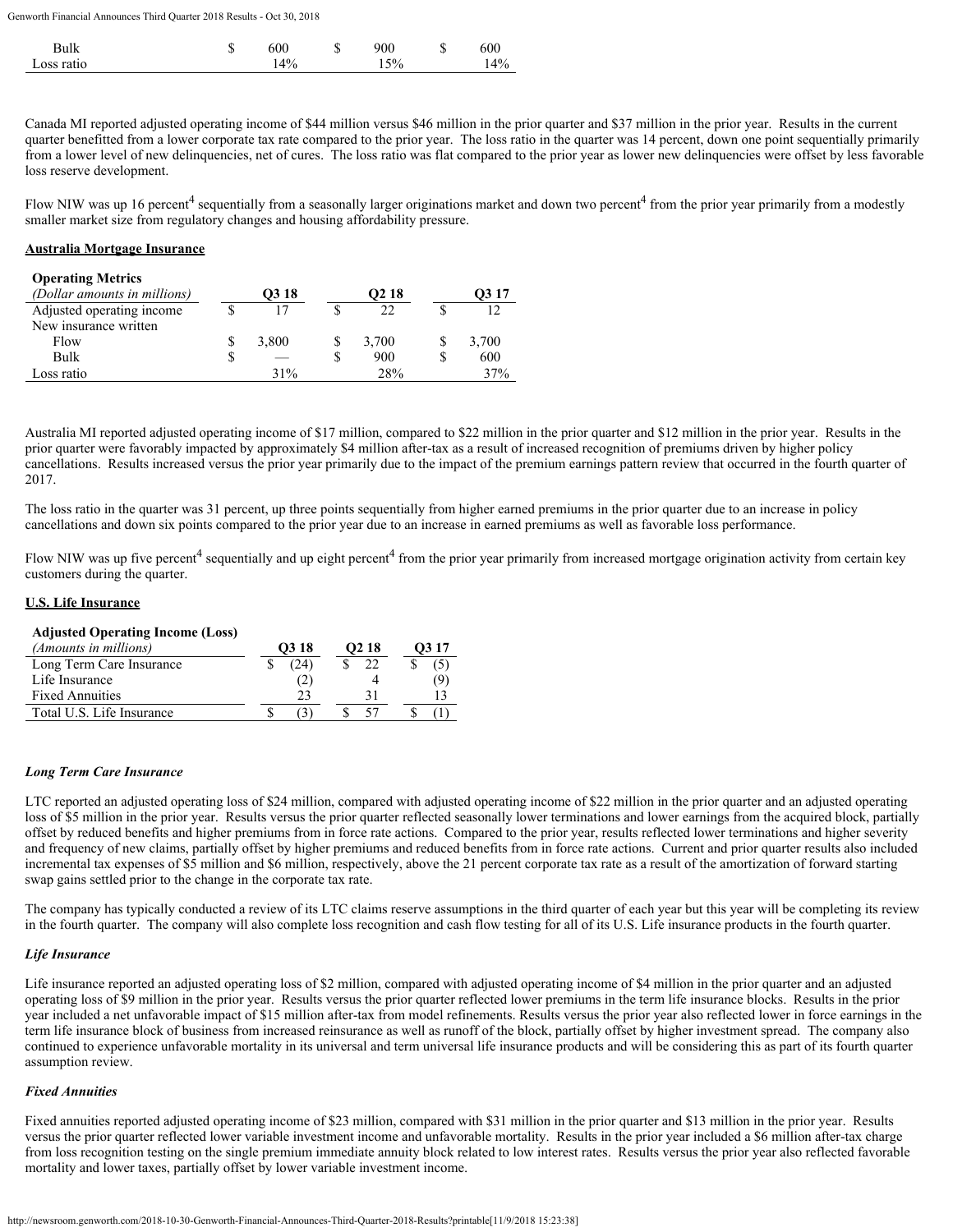| | Q3 18 | Q2 18 | Q3 17 |
|---|---|---|---|
| Bulk | $ 600 | $ 900 | $ 600 |
| Loss ratio | 14% | 15% | 14% |

Canada MI reported adjusted operating income of $44 million versus $46 million in the prior quarter and $37 million in the prior year. Results in the current quarter benefitted from a lower corporate tax rate compared to the prior year. The loss ratio in the quarter was 14 percent, down one point sequentially primarily from a lower level of new delinquencies, net of cures. The loss ratio was flat compared to the prior year as lower new delinquencies were offset by less favorable loss reserve development.

Flow NIW was up 16 percent[4] sequentially from a seasonally larger originations market and down two percent[4] from the prior year primarily from a modestly smaller market size from regulatory changes and housing affordability pressure.

**Australia Mortgage Insurance**

| **Operating Metrics** *(Dollar amounts in millions)* | Q3 18 | Q2 18 | Q3 17 |
|---|---|---|---|
| Adjusted operating income | $ 17 | $ 22 | $ 12 |
| New insurance written | | | |
| Flow | $ 3,800 | $ 3,700 | $ 3,700 |
| Bulk | $ — | $ 900 | $ 600 |
| Loss ratio | 31% | 28% | 37% |

Australia MI reported adjusted operating income of $17 million, compared to $22 million in the prior quarter and $12 million in the prior year. Results in the prior quarter were favorably impacted by approximately $4 million after-tax as a result of increased recognition of premiums driven by higher policy cancellations. Results increased versus the prior year primarily due to the impact of the premium earnings pattern review that occurred in the fourth quarter of 2017.

The loss ratio in the quarter was 31 percent, up three points sequentially from higher earned premiums in the prior quarter due to an increase in policy cancellations and down six points compared to the prior year due to an increase in earned premiums as well as favorable loss performance.

Flow NIW was up five percent[4] sequentially and up eight percent[4] from the prior year primarily from increased mortgage origination activity from certain key customers during the quarter.

**U.S. Life Insurance**

| **Adjusted Operating Income (Loss)** *(Amounts in millions)* | Q3 18 | Q2 18 | Q3 17 |
|---|---|---|---|
| Long Term Care Insurance | $ (24) | $ 22 | $ (5) |
| Life Insurance | (2) | 4 | (9) |
| Fixed Annuities | 23 | 31 | 13 |
| Total U.S. Life Insurance | $ (3) | $ 57 | $ (1) |

***Long Term Care Insurance***

LTC reported an adjusted operating loss of $24 million, compared with adjusted operating income of $22 million in the prior quarter and an adjusted operating loss of $5 million in the prior year. Results versus the prior quarter reflected seasonally lower terminations and lower earnings from the acquired block, partially offset by reduced benefits and higher premiums from in force rate actions. Compared to the prior year, results reflected lower terminations and higher severity and frequency of new claims, partially offset by higher premiums and reduced benefits from in force rate actions. Current and prior quarter results also included incremental tax expenses of $5 million and $6 million, respectively, above the 21 percent corporate tax rate as a result of the amortization of forward starting swap gains settled prior to the change in the corporate tax rate.

The company has typically conducted a review of its LTC claims reserve assumptions in the third quarter of each year but this year will be completing its review in the fourth quarter. The company will also complete loss recognition and cash flow testing for all of its U.S. Life insurance products in the fourth quarter.

***Life Insurance***

Life insurance reported an adjusted operating loss of $2 million, compared with adjusted operating income of $4 million in the prior quarter and an adjusted operating loss of $9 million in the prior year. Results versus the prior quarter reflected lower premiums in the term life insurance blocks. Results in the prior year included a net unfavorable impact of $15 million after-tax from model refinements. Results versus the prior year also reflected lower in force earnings in the term life insurance block of business from increased reinsurance as well as runoff of the block, partially offset by higher investment spread. The company also continued to experience unfavorable mortality in its universal and term universal life insurance products and will be considering this as part of its fourth quarter assumption review.

***Fixed Annuities***

Fixed annuities reported adjusted operating income of $23 million, compared with $31 million in the prior quarter and $13 million in the prior year. Results versus the prior quarter reflected lower variable investment income and unfavorable mortality. Results in the prior year included a $6 million after-tax charge from loss recognition testing on the single premium immediate annuity block related to low interest rates. Results versus the prior year also reflected favorable mortality and lower taxes, partially offset by lower variable investment income.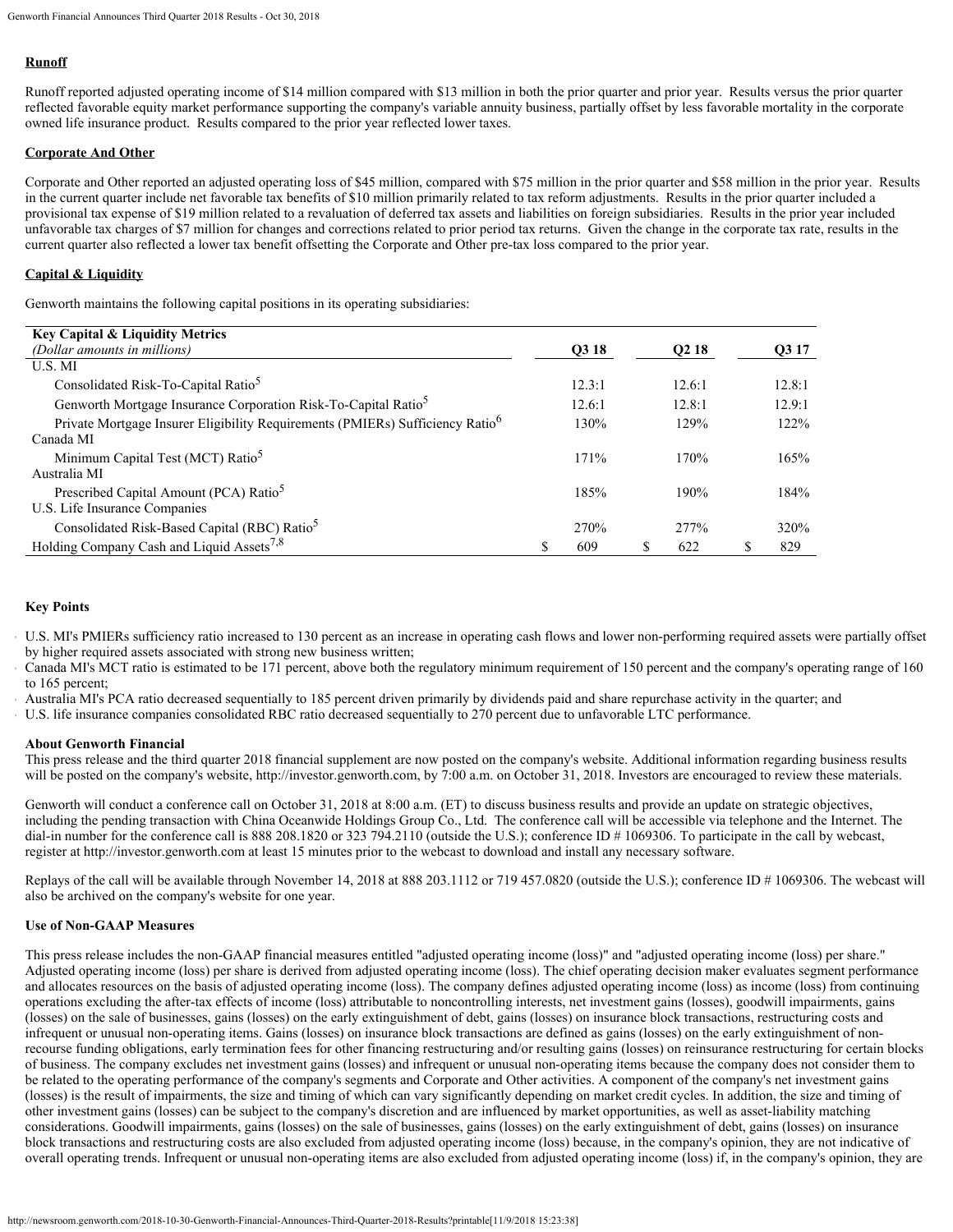**Runoff**

Runoff reported adjusted operating income of $14 million compared with $13 million in both the prior quarter and prior year. Results versus the prior quarter reflected favorable equity market performance supporting the company's variable annuity business, partially offset by less favorable mortality in the corporate owned life insurance product. Results compared to the prior year reflected lower taxes.

**Corporate And Other**

Corporate and Other reported an adjusted operating loss of $45 million, compared with $75 million in the prior quarter and $58 million in the prior year. Results in the current quarter include net favorable tax benefits of $10 million primarily related to tax reform adjustments. Results in the prior quarter included a provisional tax expense of $19 million related to a revaluation of deferred tax assets and liabilities on foreign subsidiaries. Results in the prior year included unfavorable tax charges of $7 million for changes and corrections related to prior period tax returns. Given the change in the corporate tax rate, results in the current quarter also reflected a lower tax benefit offsetting the Corporate and Other pre-tax loss compared to the prior year.

**Capital & Liquidity**

Genworth maintains the following capital positions in its operating subsidiaries:

| Key Capital & Liquidity Metrics *(Dollar amounts in millions)* | Q3 18 | Q2 18 | Q3 17 |
|---|---|---|---|
| U.S. MI | | | |
| Consolidated Risk-To-Capital Ratio[5] | 12.3:1 | 12.6:1 | 12.8:1 |
| Genworth Mortgage Insurance Corporation Risk-To-Capital Ratio[5] | 12.6:1 | 12.8:1 | 12.9:1 |
| Private Mortgage Insurer Eligibility Requirements (PMIERs) Sufficiency Ratio[6] | 130% | 129% | 122% |
| Canada MI | | | |
| Minimum Capital Test (MCT) Ratio[5] | 171% | 170% | 165% |
| Australia MI | | | |
| Prescribed Capital Amount (PCA) Ratio[5] | 185% | 190% | 184% |
| U.S. Life Insurance Companies | | | |
| Consolidated Risk-Based Capital (RBC) Ratio[5] | 270% | 277% | 320% |
| Holding Company Cash and Liquid Assets[7,8] | $ 609 | $ 622 | $ 829 |

**Key Points**

- U.S. MI's PMIERs sufficiency ratio increased to 130 percent as an increase in operating cash flows and lower non-performing required assets were partially offset by higher required assets associated with strong new business written;
- Canada MI's MCT ratio is estimated to be 171 percent, above both the regulatory minimum requirement of 150 percent and the company's operating range of 160 to 165 percent;
- Australia MI's PCA ratio decreased sequentially to 185 percent driven primarily by dividends paid and share repurchase activity in the quarter; and
- U.S. life insurance companies consolidated RBC ratio decreased sequentially to 270 percent due to unfavorable LTC performance.

**About Genworth Financial**

This press release and the third quarter 2018 financial supplement are now posted on the company's website. Additional information regarding business results will be posted on the company's website, http://investor.genworth.com, by 7:00 a.m. on October 31, 2018. Investors are encouraged to review these materials.

Genworth will conduct a conference call on October 31, 2018 at 8:00 a.m. (ET) to discuss business results and provide an update on strategic objectives, including the pending transaction with China Oceanwide Holdings Group Co., Ltd. The conference call will be accessible via telephone and the Internet. The dial-in number for the conference call is 888 208.1820 or 323 794.2110 (outside the U.S.); conference ID # 1069306. To participate in the call by webcast, register at http://investor.genworth.com at least 15 minutes prior to the webcast to download and install any necessary software.

Replays of the call will be available through November 14, 2018 at 888 203.1112 or 719 457.0820 (outside the U.S.); conference ID # 1069306. The webcast will also be archived on the company's website for one year.

**Use of Non-GAAP Measures**

This press release includes the non-GAAP financial measures entitled "adjusted operating income (loss)" and "adjusted operating income (loss) per share." Adjusted operating income (loss) per share is derived from adjusted operating income (loss). The chief operating decision maker evaluates segment performance and allocates resources on the basis of adjusted operating income (loss). The company defines adjusted operating income (loss) as income (loss) from continuing operations excluding the after-tax effects of income (loss) attributable to noncontrolling interests, net investment gains (losses), goodwill impairments, gains (losses) on the sale of businesses, gains (losses) on the early extinguishment of debt, gains (losses) on insurance block transactions, restructuring costs and infrequent or unusual non-operating items. Gains (losses) on insurance block transactions are defined as gains (losses) on the early extinguishment of non-recourse funding obligations, early termination fees for other financing restructuring and/or resulting gains (losses) on reinsurance restructuring for certain blocks of business. The company excludes net investment gains (losses) and infrequent or unusual non-operating items because the company does not consider them to be related to the operating performance of the company's segments and Corporate and Other activities. A component of the company's net investment gains (losses) is the result of impairments, the size and timing of which can vary significantly depending on market credit cycles. In addition, the size and timing of other investment gains (losses) can be subject to the company's discretion and are influenced by market opportunities, as well as asset-liability matching considerations. Goodwill impairments, gains (losses) on the sale of businesses, gains (losses) on the early extinguishment of debt, gains (losses) on insurance block transactions and restructuring costs are also excluded from adjusted operating income (loss) because, in the company's opinion, they are not indicative of overall operating trends. Infrequent or unusual non-operating items are also excluded from adjusted operating income (loss) if, in the company's opinion, they are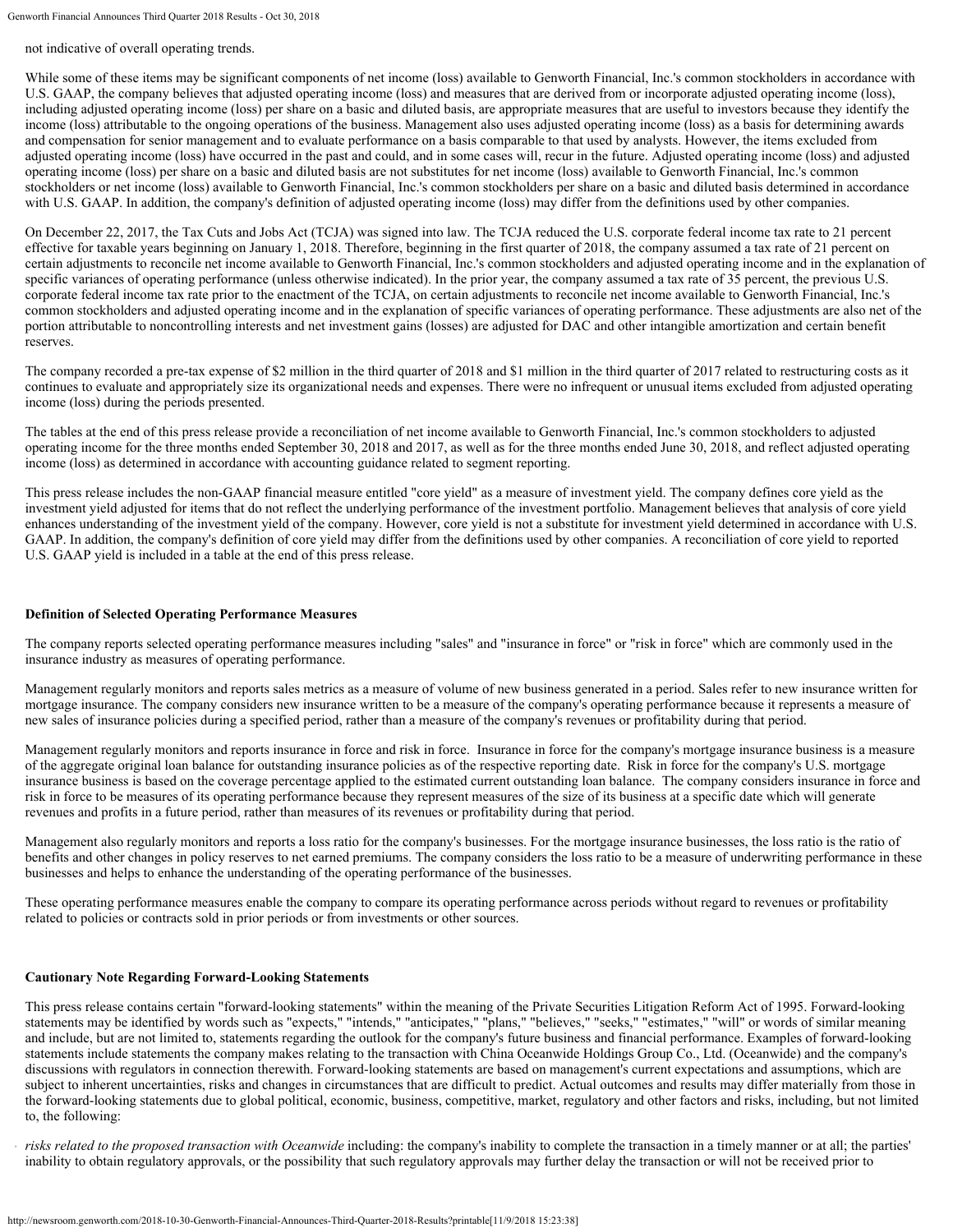not indicative of overall operating trends.

While some of these items may be significant components of net income (loss) available to Genworth Financial, Inc.'s common stockholders in accordance with U.S. GAAP, the company believes that adjusted operating income (loss) and measures that are derived from or incorporate adjusted operating income (loss), including adjusted operating income (loss) per share on a basic and diluted basis, are appropriate measures that are useful to investors because they identify the income (loss) attributable to the ongoing operations of the business. Management also uses adjusted operating income (loss) as a basis for determining awards and compensation for senior management and to evaluate performance on a basis comparable to that used by analysts. However, the items excluded from adjusted operating income (loss) have occurred in the past and could, and in some cases will, recur in the future. Adjusted operating income (loss) and adjusted operating income (loss) per share on a basic and diluted basis are not substitutes for net income (loss) available to Genworth Financial, Inc.'s common stockholders or net income (loss) available to Genworth Financial, Inc.'s common stockholders per share on a basic and diluted basis determined in accordance with U.S. GAAP. In addition, the company's definition of adjusted operating income (loss) may differ from the definitions used by other companies.

On December 22, 2017, the Tax Cuts and Jobs Act (TCJA) was signed into law. The TCJA reduced the U.S. corporate federal income tax rate to 21 percent effective for taxable years beginning on January 1, 2018. Therefore, beginning in the first quarter of 2018, the company assumed a tax rate of 21 percent on certain adjustments to reconcile net income available to Genworth Financial, Inc.'s common stockholders and adjusted operating income and in the explanation of specific variances of operating performance (unless otherwise indicated). In the prior year, the company assumed a tax rate of 35 percent, the previous U.S. corporate federal income tax rate prior to the enactment of the TCJA, on certain adjustments to reconcile net income available to Genworth Financial, Inc.'s common stockholders and adjusted operating income and in the explanation of specific variances of operating performance. These adjustments are also net of the portion attributable to noncontrolling interests and net investment gains (losses) are adjusted for DAC and other intangible amortization and certain benefit reserves.

The company recorded a pre-tax expense of $2 million in the third quarter of 2018 and $1 million in the third quarter of 2017 related to restructuring costs as it continues to evaluate and appropriately size its organizational needs and expenses. There were no infrequent or unusual items excluded from adjusted operating income (loss) during the periods presented.

The tables at the end of this press release provide a reconciliation of net income available to Genworth Financial, Inc.'s common stockholders to adjusted operating income for the three months ended September 30, 2018 and 2017, as well as for the three months ended June 30, 2018, and reflect adjusted operating income (loss) as determined in accordance with accounting guidance related to segment reporting.

This press release includes the non-GAAP financial measure entitled "core yield" as a measure of investment yield. The company defines core yield as the investment yield adjusted for items that do not reflect the underlying performance of the investment portfolio. Management believes that analysis of core yield enhances understanding of the investment yield of the company. However, core yield is not a substitute for investment yield determined in accordance with U.S. GAAP. In addition, the company's definition of core yield may differ from the definitions used by other companies. A reconciliation of core yield to reported U.S. GAAP yield is included in a table at the end of this press release.

**Definition of Selected Operating Performance Measures**

The company reports selected operating performance measures including "sales" and "insurance in force" or "risk in force" which are commonly used in the insurance industry as measures of operating performance.

Management regularly monitors and reports sales metrics as a measure of volume of new business generated in a period. Sales refer to new insurance written for mortgage insurance. The company considers new insurance written to be a measure of the company's operating performance because it represents a measure of new sales of insurance policies during a specified period, rather than a measure of the company's revenues or profitability during that period.

Management regularly monitors and reports insurance in force and risk in force. Insurance in force for the company's mortgage insurance business is a measure of the aggregate original loan balance for outstanding insurance policies as of the respective reporting date. Risk in force for the company's U.S. mortgage insurance business is based on the coverage percentage applied to the estimated current outstanding loan balance. The company considers insurance in force and risk in force to be measures of its operating performance because they represent measures of the size of its business at a specific date which will generate revenues and profits in a future period, rather than measures of its revenues or profitability during that period.

Management also regularly monitors and reports a loss ratio for the company's businesses. For the mortgage insurance businesses, the loss ratio is the ratio of benefits and other changes in policy reserves to net earned premiums. The company considers the loss ratio to be a measure of underwriting performance in these businesses and helps to enhance the understanding of the operating performance of the businesses.

These operating performance measures enable the company to compare its operating performance across periods without regard to revenues or profitability related to policies or contracts sold in prior periods or from investments or other sources.

**Cautionary Note Regarding Forward-Looking Statements**

This press release contains certain "forward-looking statements" within the meaning of the Private Securities Litigation Reform Act of 1995. Forward-looking statements may be identified by words such as "expects," "intends," "anticipates," "plans," "believes," "seeks," "estimates," "will" or words of similar meaning and include, but are not limited to, statements regarding the outlook for the company's future business and financial performance. Examples of forward-looking statements include statements the company makes relating to the transaction with China Oceanwide Holdings Group Co., Ltd. (Oceanwide) and the company's discussions with regulators in connection therewith. Forward-looking statements are based on management's current expectations and assumptions, which are subject to inherent uncertainties, risks and changes in circumstances that are difficult to predict. Actual outcomes and results may differ materially from those in the forward-looking statements due to global political, economic, business, competitive, market, regulatory and other factors and risks, including, but not limited to, the following:

- *risks related to the proposed transaction with Oceanwide* including: the company's inability to complete the transaction in a timely manner or at all; the parties' inability to obtain regulatory approvals, or the possibility that such regulatory approvals may further delay the transaction or will not be received prior to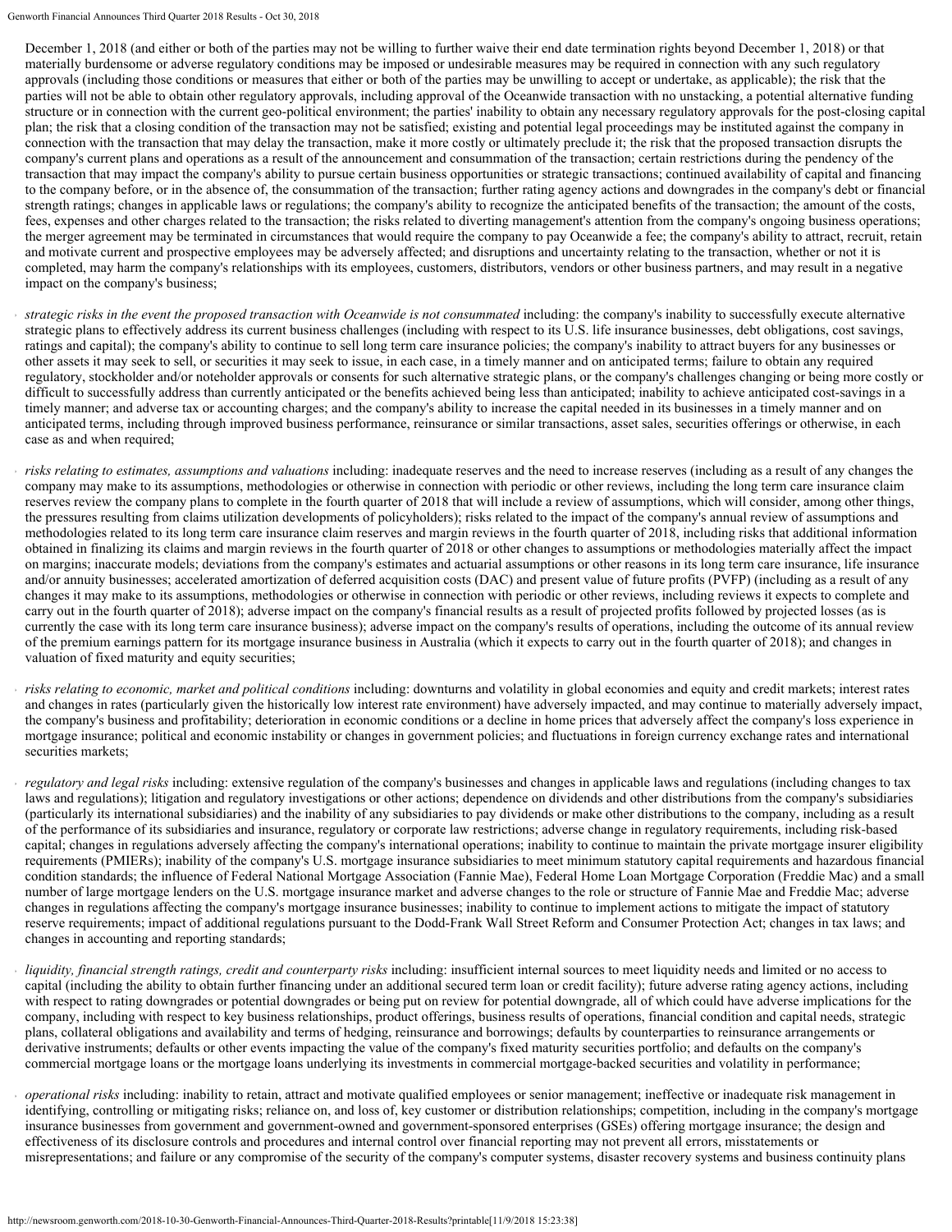December 1, 2018 (and either or both of the parties may not be willing to further waive their end date termination rights beyond December 1, 2018) or that materially burdensome or adverse regulatory conditions may be imposed or undesirable measures may be required in connection with any such regulatory approvals (including those conditions or measures that either or both of the parties may be unwilling to accept or undertake, as applicable); the risk that the parties will not be able to obtain other regulatory approvals, including approval of the Oceanwide transaction with no unstacking, a potential alternative funding structure or in connection with the current geo-political environment; the parties' inability to obtain any necessary regulatory approvals for the post-closing capital plan; the risk that a closing condition of the transaction may not be satisfied; existing and potential legal proceedings may be instituted against the company in connection with the transaction that may delay the transaction, make it more costly or ultimately preclude it; the risk that the proposed transaction disrupts the company's current plans and operations as a result of the announcement and consummation of the transaction; certain restrictions during the pendency of the transaction that may impact the company's ability to pursue certain business opportunities or strategic transactions; continued availability of capital and financing to the company before, or in the absence of, the consummation of the transaction; further rating agency actions and downgrades in the company's debt or financial strength ratings; changes in applicable laws or regulations; the company's ability to recognize the anticipated benefits of the transaction; the amount of the costs, fees, expenses and other charges related to the transaction; the risks related to diverting management's attention from the company's ongoing business operations; the merger agreement may be terminated in circumstances that would require the company to pay Oceanwide a fee; the company's ability to attract, recruit, retain and motivate current and prospective employees may be adversely affected; and disruptions and uncertainty relating to the transaction, whether or not it is completed, may harm the company's relationships with its employees, customers, distributors, vendors or other business partners, and may result in a negative impact on the company's business;

- *strategic risks in the event the proposed transaction with Oceanwide is not consummated* including: the company's inability to successfully execute alternative strategic plans to effectively address its current business challenges (including with respect to its U.S. life insurance businesses, debt obligations, cost savings, ratings and capital); the company's ability to continue to sell long term care insurance policies; the company's inability to attract buyers for any businesses or other assets it may seek to sell, or securities it may seek to issue, in each case, in a timely manner and on anticipated terms; failure to obtain any required regulatory, stockholder and/or noteholder approvals or consents for such alternative strategic plans, or the company's challenges changing or being more costly or difficult to successfully address than currently anticipated or the benefits achieved being less than anticipated; inability to achieve anticipated cost-savings in a timely manner; and adverse tax or accounting charges; and the company's ability to increase the capital needed in its businesses in a timely manner and on anticipated terms, including through improved business performance, reinsurance or similar transactions, asset sales, securities offerings or otherwise, in each case as and when required;

- *risks relating to estimates, assumptions and valuations* including: inadequate reserves and the need to increase reserves (including as a result of any changes the company may make to its assumptions, methodologies or otherwise in connection with periodic or other reviews, including the long term care insurance claim reserves review the company plans to complete in the fourth quarter of 2018 that will include a review of assumptions, which will consider, among other things, the pressures resulting from claims utilization developments of policyholders); risks related to the impact of the company's annual review of assumptions and methodologies related to its long term care insurance claim reserves and margin reviews in the fourth quarter of 2018, including risks that additional information obtained in finalizing its claims and margin reviews in the fourth quarter of 2018 or other changes to assumptions or methodologies materially affect the impact on margins; inaccurate models; deviations from the company's estimates and actuarial assumptions or other reasons in its long term care insurance, life insurance and/or annuity businesses; accelerated amortization of deferred acquisition costs (DAC) and present value of future profits (PVFP) (including as a result of any changes it may make to its assumptions, methodologies or otherwise in connection with periodic or other reviews, including reviews it expects to complete and carry out in the fourth quarter of 2018); adverse impact on the company's financial results as a result of projected profits followed by projected losses (as is currently the case with its long term care insurance business); adverse impact on the company's results of operations, including the outcome of its annual review of the premium earnings pattern for its mortgage insurance business in Australia (which it expects to carry out in the fourth quarter of 2018); and changes in valuation of fixed maturity and equity securities;

- *risks relating to economic, market and political conditions* including: downturns and volatility in global economies and equity and credit markets; interest rates and changes in rates (particularly given the historically low interest rate environment) have adversely impacted, and may continue to materially adversely impact, the company's business and profitability; deterioration in economic conditions or a decline in home prices that adversely affect the company's loss experience in mortgage insurance; political and economic instability or changes in government policies; and fluctuations in foreign currency exchange rates and international securities markets;

- *regulatory and legal risks* including: extensive regulation of the company's businesses and changes in applicable laws and regulations (including changes to tax laws and regulations); litigation and regulatory investigations or other actions; dependence on dividends and other distributions from the company's subsidiaries (particularly its international subsidiaries) and the inability of any subsidiaries to pay dividends or make other distributions to the company, including as a result of the performance of its subsidiaries and insurance, regulatory or corporate law restrictions; adverse change in regulatory requirements, including risk-based capital; changes in regulations adversely affecting the company's international operations; inability to continue to maintain the private mortgage insurer eligibility requirements (PMIERs); inability of the company's U.S. mortgage insurance subsidiaries to meet minimum statutory capital requirements and hazardous financial condition standards; the influence of Federal National Mortgage Association (Fannie Mae), Federal Home Loan Mortgage Corporation (Freddie Mac) and a small number of large mortgage lenders on the U.S. mortgage insurance market and adverse changes to the role or structure of Fannie Mae and Freddie Mac; adverse changes in regulations affecting the company's mortgage insurance businesses; inability to continue to implement actions to mitigate the impact of statutory reserve requirements; impact of additional regulations pursuant to the Dodd-Frank Wall Street Reform and Consumer Protection Act; changes in tax laws; and changes in accounting and reporting standards;

- *liquidity, financial strength ratings, credit and counterparty risks* including: insufficient internal sources to meet liquidity needs and limited or no access to capital (including the ability to obtain further financing under an additional secured term loan or credit facility); future adverse rating agency actions, including with respect to rating downgrades or potential downgrades or being put on review for potential downgrade, all of which could have adverse implications for the company, including with respect to key business relationships, product offerings, business results of operations, financial condition and capital needs, strategic plans, collateral obligations and availability and terms of hedging, reinsurance and borrowings; defaults by counterparties to reinsurance arrangements or derivative instruments; defaults or other events impacting the value of the company's fixed maturity securities portfolio; and defaults on the company's commercial mortgage loans or the mortgage loans underlying its investments in commercial mortgage-backed securities and volatility in performance;

- *operational risks* including: inability to retain, attract and motivate qualified employees or senior management; ineffective or inadequate risk management in identifying, controlling or mitigating risks; reliance on, and loss of, key customer or distribution relationships; competition, including in the company's mortgage insurance businesses from government and government-owned and government-sponsored enterprises (GSEs) offering mortgage insurance; the design and effectiveness of its disclosure controls and procedures and internal control over financial reporting may not prevent all errors, misstatements or misrepresentations; and failure or any compromise of the security of the company's computer systems, disaster recovery systems and business continuity plans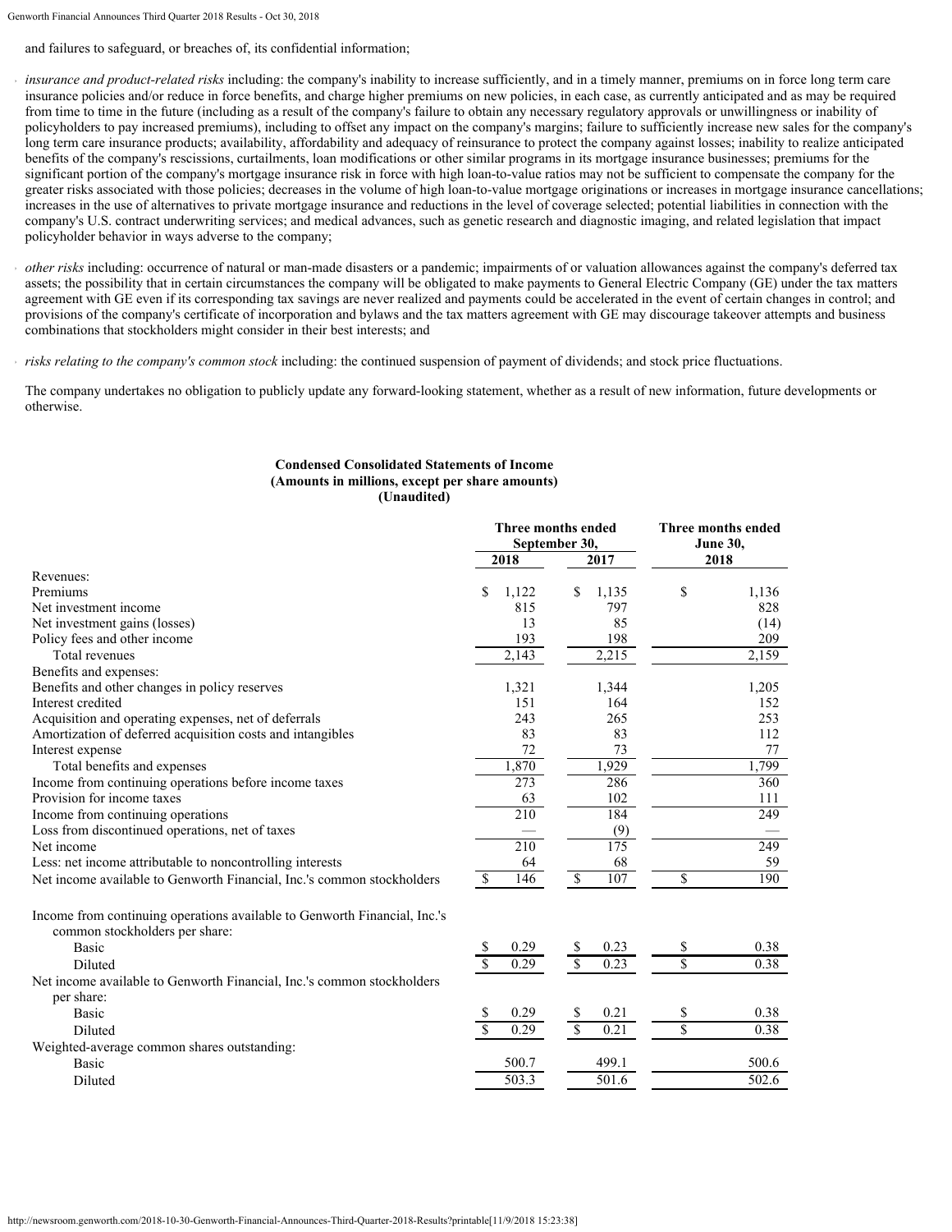and failures to safeguard, or breaches of, its confidential information;

- *insurance and product-related risks* including: the company's inability to increase sufficiently, and in a timely manner, premiums on in force long term care insurance policies and/or reduce in force benefits, and charge higher premiums on new policies, in each case, as currently anticipated and as may be required from time to time in the future (including as a result of the company's failure to obtain any necessary regulatory approvals or unwillingness or inability of policyholders to pay increased premiums), including to offset any impact on the company's margins; failure to sufficiently increase new sales for the company's long term care insurance products; availability, affordability and adequacy of reinsurance to protect the company against losses; inability to realize anticipated benefits of the company's rescissions, curtailments, loan modifications or other similar programs in its mortgage insurance businesses; premiums for the significant portion of the company's mortgage insurance risk in force with high loan-to-value ratios may not be sufficient to compensate the company for the greater risks associated with those policies; decreases in the volume of high loan-to-value mortgage originations or increases in mortgage insurance cancellations; increases in the use of alternatives to private mortgage insurance and reductions in the level of coverage selected; potential liabilities in connection with the company's U.S. contract underwriting services; and medical advances, such as genetic research and diagnostic imaging, and related legislation that impact policyholder behavior in ways adverse to the company;

- *other risks* including: occurrence of natural or man-made disasters or a pandemic; impairments of or valuation allowances against the company's deferred tax assets; the possibility that in certain circumstances the company will be obligated to make payments to General Electric Company (GE) under the tax matters agreement with GE even if its corresponding tax savings are never realized and payments could be accelerated in the event of certain changes in control; and provisions of the company's certificate of incorporation and bylaws and the tax matters agreement with GE may discourage takeover attempts and business combinations that stockholders might consider in their best interests; and

- *risks relating to the company's common stock* including: the continued suspension of payment of dividends; and stock price fluctuations.

The company undertakes no obligation to publicly update any forward-looking statement, whether as a result of new information, future developments or otherwise.

**Condensed Consolidated Statements of Income**
**(Amounts in millions, except per share amounts)**
**(Unaudited)**

| | Three months ended September 30, 2018 | Three months ended September 30, 2017 | Three months ended June 30, 2018 |
|---|---|---|---|
| Revenues: | | | |
| Premiums | $ 1,122 | $ 1,135 | $ 1,136 |
| Net investment income | 815 | 797 | 828 |
| Net investment gains (losses) | 13 | 85 | (14) |
| Policy fees and other income | 193 | 198 | 209 |
| Total revenues | 2,143 | 2,215 | 2,159 |
| Benefits and expenses: | | | |
| Benefits and other changes in policy reserves | 1,321 | 1,344 | 1,205 |
| Interest credited | 151 | 164 | 152 |
| Acquisition and operating expenses, net of deferrals | 243 | 265 | 253 |
| Amortization of deferred acquisition costs and intangibles | 83 | 83 | 112 |
| Interest expense | 72 | 73 | 77 |
| Total benefits and expenses | 1,870 | 1,929 | 1,799 |
| Income from continuing operations before income taxes | 273 | 286 | 360 |
| Provision for income taxes | 63 | 102 | 111 |
| Income from continuing operations | 210 | 184 | 249 |
| Loss from discontinued operations, net of taxes | — | (9) | — |
| Net income | 210 | 175 | 249 |
| Less: net income attributable to noncontrolling interests | 64 | 68 | 59 |
| Net income available to Genworth Financial, Inc.'s common stockholders | $ 146 | $ 107 | $ 190 |
| | | | |
| Income from continuing operations available to Genworth Financial, Inc.'s common stockholders per share: | | | |
| Basic | $ 0.29 | $ 0.23 | $ 0.38 |
| Diluted | $ 0.29 | $ 0.23 | $ 0.38 |
| Net income available to Genworth Financial, Inc.'s common stockholders per share: | | | |
| Basic | $ 0.29 | $ 0.21 | $ 0.38 |
| Diluted | $ 0.29 | $ 0.21 | $ 0.38 |
| Weighted-average common shares outstanding: | | | |
| Basic | 500.7 | 499.1 | 500.6 |
| Diluted | 503.3 | 501.6 | 502.6 |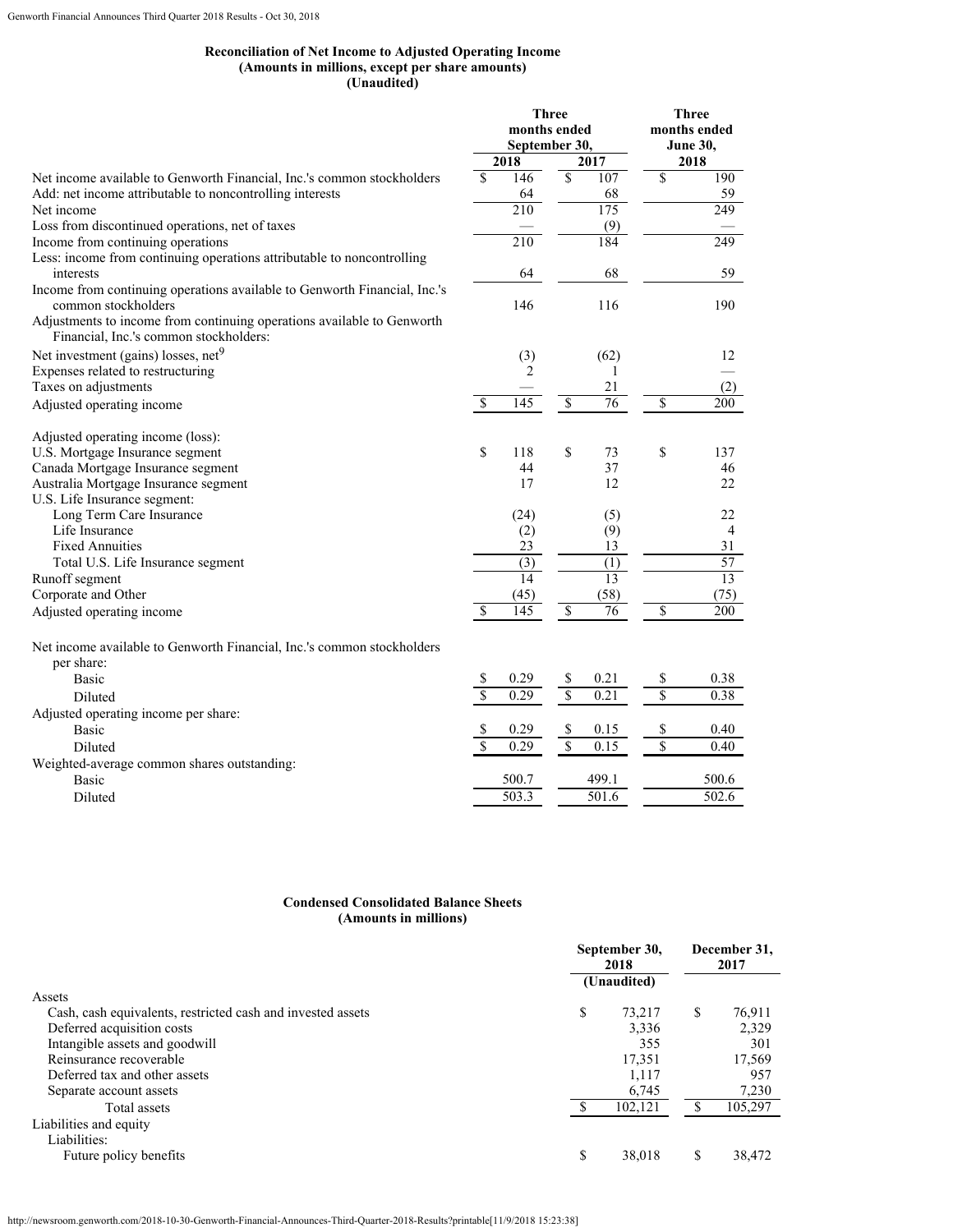## Reconciliation of Net Income to Adjusted Operating Income
### (Amounts in millions, except per share amounts)
### (Unaudited)

| | Three months ended September 30, 2018 | Three months ended September 30, 2017 | Three months ended June 30, 2018 |
|---|---|---|---|
| Net income available to Genworth Financial, Inc.'s common stockholders | $ 146 | $ 107 | $ 190 |
| Add: net income attributable to noncontrolling interests | 64 | 68 | 59 |
| Net income | 210 | 175 | 249 |
| Loss from discontinued operations, net of taxes | — | (9) | — |
| Income from continuing operations | 210 | 184 | 249 |
| Less: income from continuing operations attributable to noncontrolling interests | 64 | 68 | 59 |
| Income from continuing operations available to Genworth Financial, Inc.'s common stockholders | 146 | 116 | 190 |
| Adjustments to income from continuing operations available to Genworth Financial, Inc.'s common stockholders: | | | |
| Net investment (gains) losses, net[9] | (3) | (62) | 12 |
| Expenses related to restructuring | 2 | 1 | — |
| Taxes on adjustments | — | 21 | (2) |
| Adjusted operating income | $ 145 | $ 76 | $ 200 |
| | | | |
| Adjusted operating income (loss): | | | |
| U.S. Mortgage Insurance segment | $ 118 | $ 73 | $ 137 |
| Canada Mortgage Insurance segment | 44 | 37 | 46 |
| Australia Mortgage Insurance segment | 17 | 12 | 22 |
| U.S. Life Insurance segment: | | | |
| Long Term Care Insurance | (24) | (5) | 22 |
| Life Insurance | (2) | (9) | 4 |
| Fixed Annuities | 23 | 13 | 31 |
| Total U.S. Life Insurance segment | (3) | (1) | 57 |
| Runoff segment | 14 | 13 | 13 |
| Corporate and Other | (45) | (58) | (75) |
| Adjusted operating income | $ 145 | $ 76 | $ 200 |
| | | | |
| Net income available to Genworth Financial, Inc.'s common stockholders per share: | | | |
| Basic | $ 0.29 | $ 0.21 | $ 0.38 |
| Diluted | $ 0.29 | $ 0.21 | $ 0.38 |
| Adjusted operating income per share: | | | |
| Basic | $ 0.29 | $ 0.15 | $ 0.40 |
| Diluted | $ 0.29 | $ 0.15 | $ 0.40 |
| Weighted-average common shares outstanding: | | | |
| Basic | 500.7 | 499.1 | 500.6 |
| Diluted | 503.3 | 501.6 | 502.6 |

## Condensed Consolidated Balance Sheets
### (Amounts in millions)

| | September 30, 2018 (Unaudited) | December 31, 2017 |
|---|---|---|
| Assets | | |
| Cash, cash equivalents, restricted cash and invested assets | $ 73,217 | $ 76,911 |
| Deferred acquisition costs | 3,336 | 2,329 |
| Intangible assets and goodwill | 355 | 301 |
| Reinsurance recoverable | 17,351 | 17,569 |
| Deferred tax and other assets | 1,117 | 957 |
| Separate account assets | 6,745 | 7,230 |
| Total assets | $ 102,121 | $ 105,297 |
| Liabilities and equity | | |
| Liabilities: | | |
| Future policy benefits | $ 38,018 | $ 38,472 |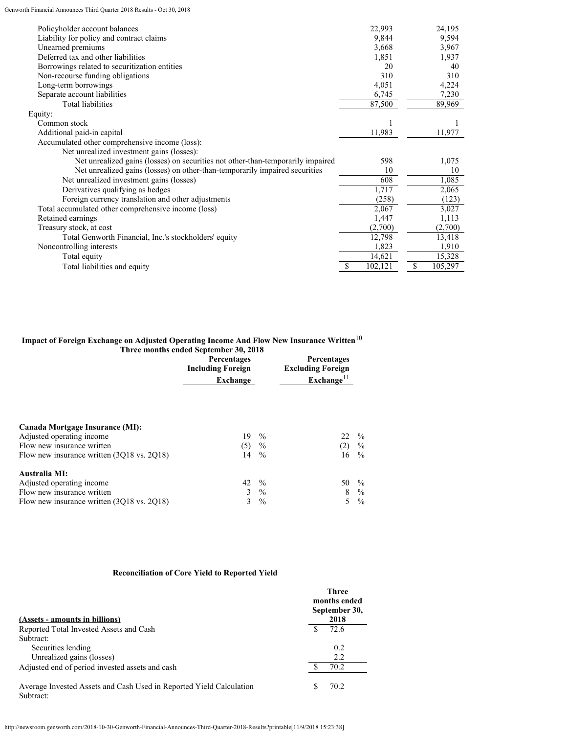| | | |
|---|---|---|
| Policyholder account balances | 22,993 | 24,195 |
| Liability for policy and contract claims | 9,844 | 9,594 |
| Unearned premiums | 3,668 | 3,967 |
| Deferred tax and other liabilities | 1,851 | 1,937 |
| Borrowings related to securitization entities | 20 | 40 |
| Non-recourse funding obligations | 310 | 310 |
| Long-term borrowings | 4,051 | 4,224 |
| Separate account liabilities | 6,745 | 7,230 |
| Total liabilities | 87,500 | 89,969 |
| Equity: | | |
| Common stock | 1 | 1 |
| Additional paid-in capital | 11,983 | 11,977 |
| Accumulated other comprehensive income (loss): | | |
| Net unrealized investment gains (losses): | | |
| Net unrealized gains (losses) on securities not other-than-temporarily impaired | 598 | 1,075 |
| Net unrealized gains (losses) on other-than-temporarily impaired securities | 10 | 10 |
| Net unrealized investment gains (losses) | 608 | 1,085 |
| Derivatives qualifying as hedges | 1,717 | 2,065 |
| Foreign currency translation and other adjustments | (258) | (123) |
| Total accumulated other comprehensive income (loss) | 2,067 | 3,027 |
| Retained earnings | 1,447 | 1,113 |
| Treasury stock, at cost | (2,700) | (2,700) |
| Total Genworth Financial, Inc.'s stockholders' equity | 12,798 | 13,418 |
| Noncontrolling interests | 1,823 | 1,910 |
| Total equity | 14,621 | 15,328 |
| Total liabilities and equity | $ 102,121 | $ 105,297 |

**Impact of Foreign Exchange on Adjusted Operating Income And Flow New Insurance Written[10]**
**Three months ended September 30, 2018**

| | Percentages Including Foreign Exchange | Percentages Excluding Foreign Exchange[11] |
|---|---|---|
| **Canada Mortgage Insurance (MI):** | | |
| Adjusted operating income | 19 % | 22 % |
| Flow new insurance written | (5) % | (2) % |
| Flow new insurance written (3Q18 vs. 2Q18) | 14 % | 16 % |
| **Australia MI:** | | |
| Adjusted operating income | 42 % | 50 % |
| Flow new insurance written | 3 % | 8 % |
| Flow new insurance written (3Q18 vs. 2Q18) | 3 % | 5 % |

**Reconciliation of Core Yield to Reported Yield**

| (Assets - amounts in billions) | Three months ended September 30, 2018 |
|---|---|
| Reported Total Invested Assets and Cash | $ 72.6 |
| Subtract: | |
| Securities lending | 0.2 |
| Unrealized gains (losses) | 2.2 |
| Adjusted end of period invested assets and cash | $ 70.2 |
| | |
| Average Invested Assets and Cash Used in Reported Yield Calculation | $ 70.2 |
| Subtract: | |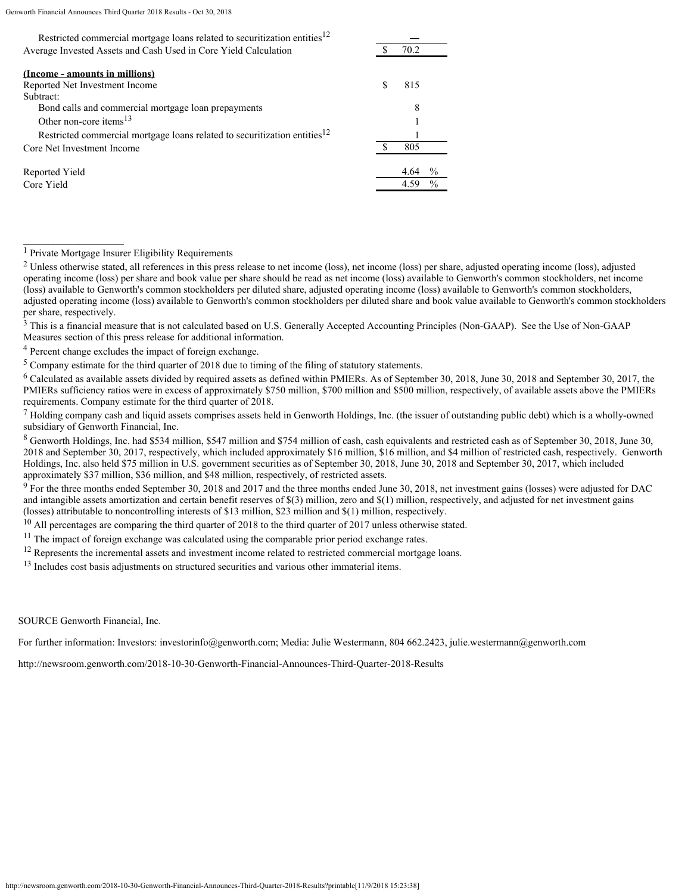| | |
|---|---|
| Restricted commercial mortgage loans related to securitization entities[12] | — |
| Average Invested Assets and Cash Used in Core Yield Calculation | $ 70.2 |
| | |
| **(Income - amounts in millions)** | |
| Reported Net Investment Income | $ 815 |
| Subtract: | |
| Bond calls and commercial mortgage loan prepayments | 8 |
| Other non-core items[13] | 1 |
| Restricted commercial mortgage loans related to securitization entities[12] | 1 |
| Core Net Investment Income | $ 805 |
| | |
| Reported Yield | 4.64 % |
| Core Yield | 4.59 % |

---

[1] Private Mortgage Insurer Eligibility Requirements

[2] Unless otherwise stated, all references in this press release to net income (loss), net income (loss) per share, adjusted operating income (loss), adjusted operating income (loss) per share and book value per share should be read as net income (loss) available to Genworth's common stockholders, net income (loss) available to Genworth's common stockholders per diluted share, adjusted operating income (loss) available to Genworth's common stockholders, adjusted operating income (loss) available to Genworth's common stockholders per diluted share and book value available to Genworth's common stockholders per share, respectively.

[3] This is a financial measure that is not calculated based on U.S. Generally Accepted Accounting Principles (Non-GAAP). See the Use of Non-GAAP Measures section of this press release for additional information.

[4] Percent change excludes the impact of foreign exchange.

[5] Company estimate for the third quarter of 2018 due to timing of the filing of statutory statements.

[6] Calculated as available assets divided by required assets as defined within PMIERs. As of September 30, 2018, June 30, 2018 and September 30, 2017, the PMIERs sufficiency ratios were in excess of approximately $750 million, $700 million and $500 million, respectively, of available assets above the PMIERs requirements. Company estimate for the third quarter of 2018.

[7] Holding company cash and liquid assets comprises assets held in Genworth Holdings, Inc. (the issuer of outstanding public debt) which is a wholly-owned subsidiary of Genworth Financial, Inc.

[8] Genworth Holdings, Inc. had $534 million, $547 million and $754 million of cash, cash equivalents and restricted cash as of September 30, 2018, June 30, 2018 and September 30, 2017, respectively, which included approximately $16 million, $16 million, and $4 million of restricted cash, respectively. Genworth Holdings, Inc. also held $75 million in U.S. government securities as of September 30, 2018, June 30, 2018 and September 30, 2017, which included approximately $37 million, $36 million, and $48 million, respectively, of restricted assets.

[9] For the three months ended September 30, 2018 and 2017 and the three months ended June 30, 2018, net investment gains (losses) were adjusted for DAC and intangible assets amortization and certain benefit reserves of $(3) million, zero and $(1) million, respectively, and adjusted for net investment gains (losses) attributable to noncontrolling interests of $13 million, $23 million and $(1) million, respectively.

[10] All percentages are comparing the third quarter of 2018 to the third quarter of 2017 unless otherwise stated.

[11] The impact of foreign exchange was calculated using the comparable prior period exchange rates.

[12] Represents the incremental assets and investment income related to restricted commercial mortgage loans.

[13] Includes cost basis adjustments on structured securities and various other immaterial items.

SOURCE Genworth Financial, Inc.

For further information: Investors: investorinfo@genworth.com; Media: Julie Westermann, 804 662.2423, julie.westermann@genworth.com

http://newsroom.genworth.com/2018-10-30-Genworth-Financial-Announces-Third-Quarter-2018-Results